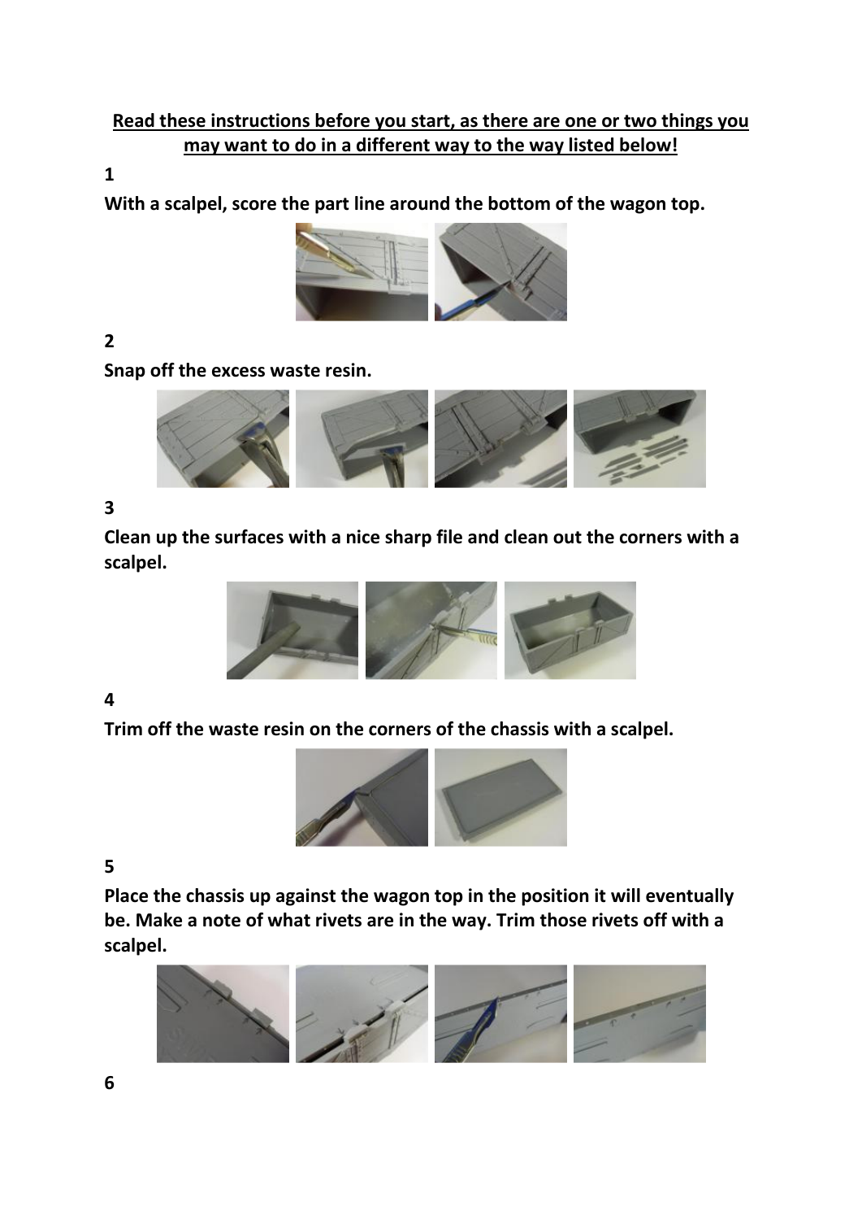**Read these instructions before you start, as there are one or two things you may want to do in a different way to the way listed below!**

**1**

**With a scalpel, score the part line around the bottom of the wagon top.**

**2**

**Snap off the excess waste resin.**

**3**

**Clean up the surfaces with a nice sharp file and clean out the corners with a scalpel.**

**4**

**Trim off the waste resin on the corners of the chassis with a scalpel.**

**5**

**Place the chassis up against the wagon top in the position it will eventually be. Make a note of what rivets are in the way. Trim those rivets off with a scalpel.**

**6**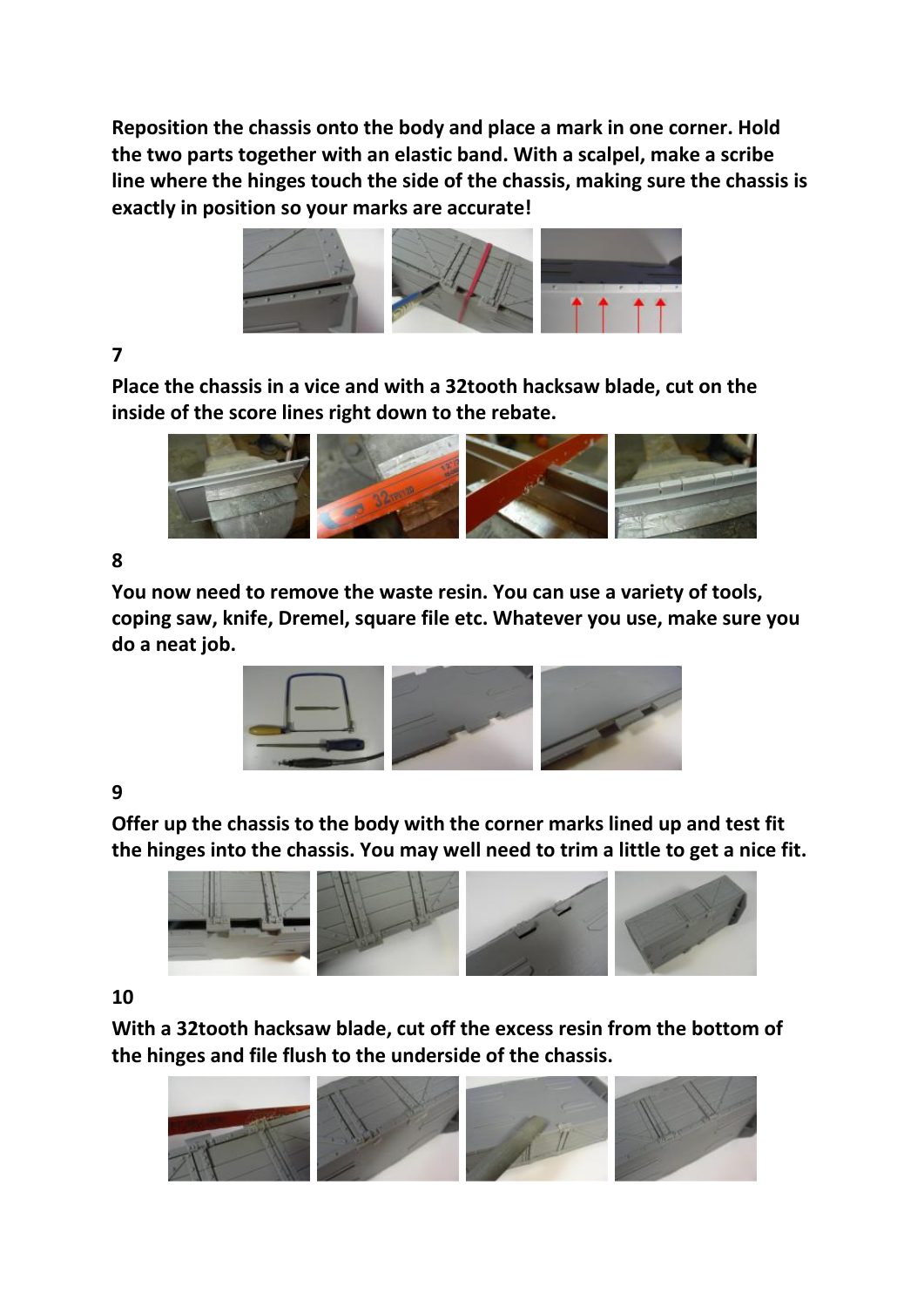**Reposition the chassis onto the body and place a mark in one corner. Hold the two parts together with an elastic band. With a scalpel, make a scribe line where the hinges touch the side of the chassis, making sure the chassis is exactly in position so your marks are accurate!**

**7**

**Place the chassis in a vice and with a 32tooth hacksaw blade, cut on the inside of the score lines right down to the rebate.**

**8**

**You now need to remove the waste resin. You can use a variety of tools, coping saw, knife, Dremel, square file etc. Whatever you use, make sure you do a neat job.**

**9**

**Offer up the chassis to the body with the corner marks lined up and test fit the hinges into the chassis. You may well need to trim a little to get a nice fit.**

**10**

**With a 32tooth hacksaw blade, cut off the excess resin from the bottom of the hinges and file flush to the underside of the chassis.**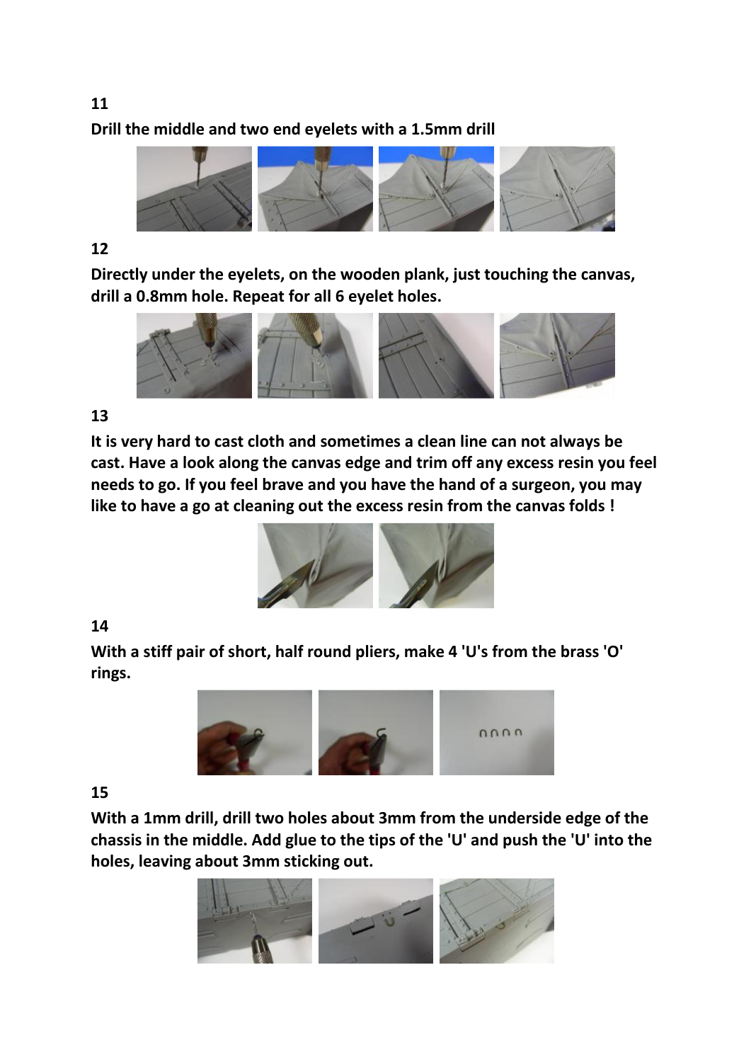**11**

**Drill the middle and two end eyelets with a 1.5mm drill**

**12**

**Directly under the eyelets, on the wooden plank, just touching the canvas, drill a 0.8mm hole. Repeat for all 6 eyelet holes.**

**13**

**It is very hard to cast cloth and sometimes a clean line can not always be cast. Have a look along the canvas edge and trim off any excess resin you feel needs to go. If you feel brave and you have the hand of a surgeon, you may like to have a go at cleaning out the excess resin from the canvas folds !**

**14**

**With a stiff pair of short, half round pliers, make 4 'U's from the brass 'O' rings.**

**15**

**With a 1mm drill, drill two holes about 3mm from the underside edge of the chassis in the middle. Add glue to the tips of the 'U' and push the 'U' into the holes, leaving about 3mm sticking out.**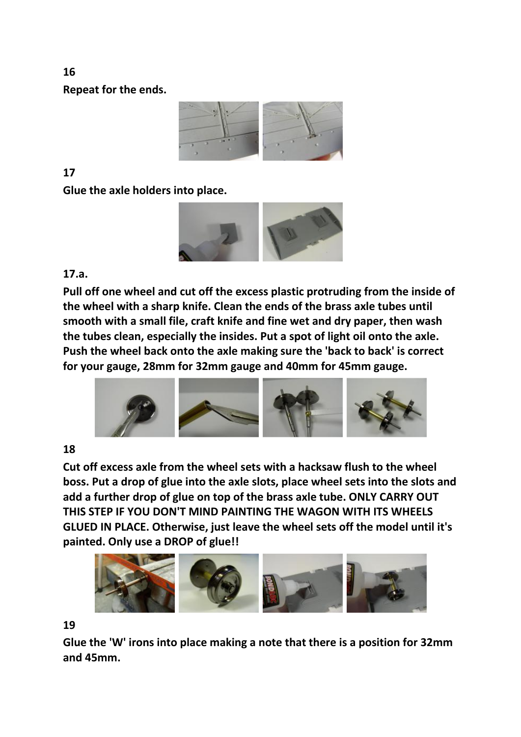**16**

**Repeat for the ends.**

**17**

**Glue the axle holders into place.**

**17.a.**

**Pull off one wheel and cut off the excess plastic protruding from the inside of the wheel with a sharp knife. Clean the ends of the brass axle tubes until smooth with a small file, craft knife and fine wet and dry paper, then wash the tubes clean, especially the insides. Put a spot of light oil onto the axle. Push the wheel back onto the axle making sure the 'back to back' is correct for your gauge, 28mm for 32mm gauge and 40mm for 45mm gauge.**

**18**

**Cut off excess axle from the wheel sets with a hacksaw flush to the wheel boss. Put a drop of glue into the axle slots, place wheel sets into the slots and add a further drop of glue on top of the brass axle tube. ONLY CARRY OUT THIS STEP IF YOU DON'T MIND PAINTING THE WAGON WITH ITS WHEELS GLUED IN PLACE. Otherwise, just leave the wheel sets off the model until it's painted. Only use a DROP of glue!!**

**19**

**Glue the 'W' irons into place making a note that there is a position for 32mm and 45mm.**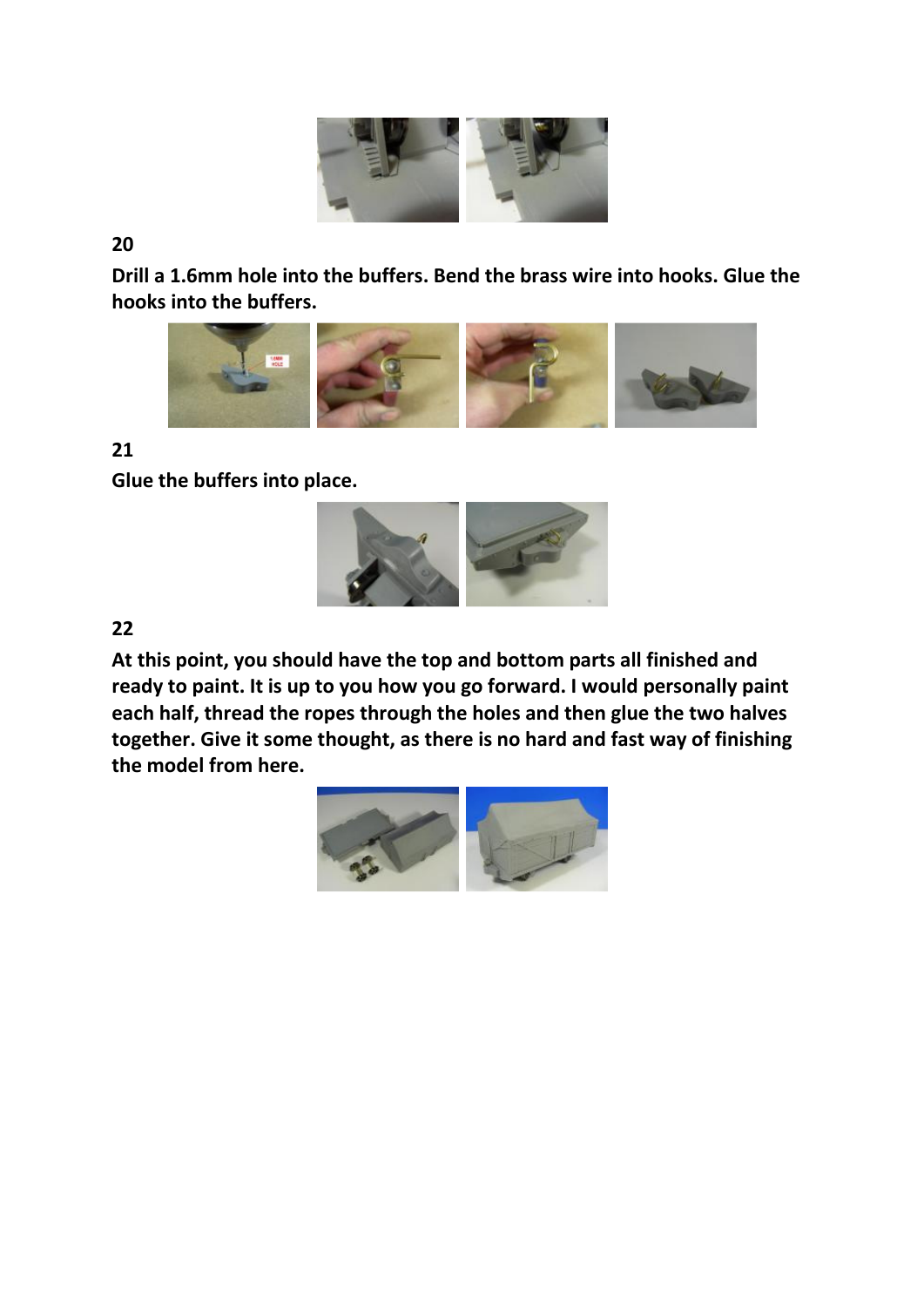**20**

**Drill a 1.6mm hole into the buffers. Bend the brass wire into hooks. Glue the hooks into the buffers.**

**21**

**Glue the buffers into place.**

**22**

**At this point, you should have the top and bottom parts all finished and ready to paint. It is up to you how you go forward. I would personally paint each half, thread the ropes through the holes and then glue the two halves together. Give it some thought, as there is no hard and fast way of finishing the model from here.**